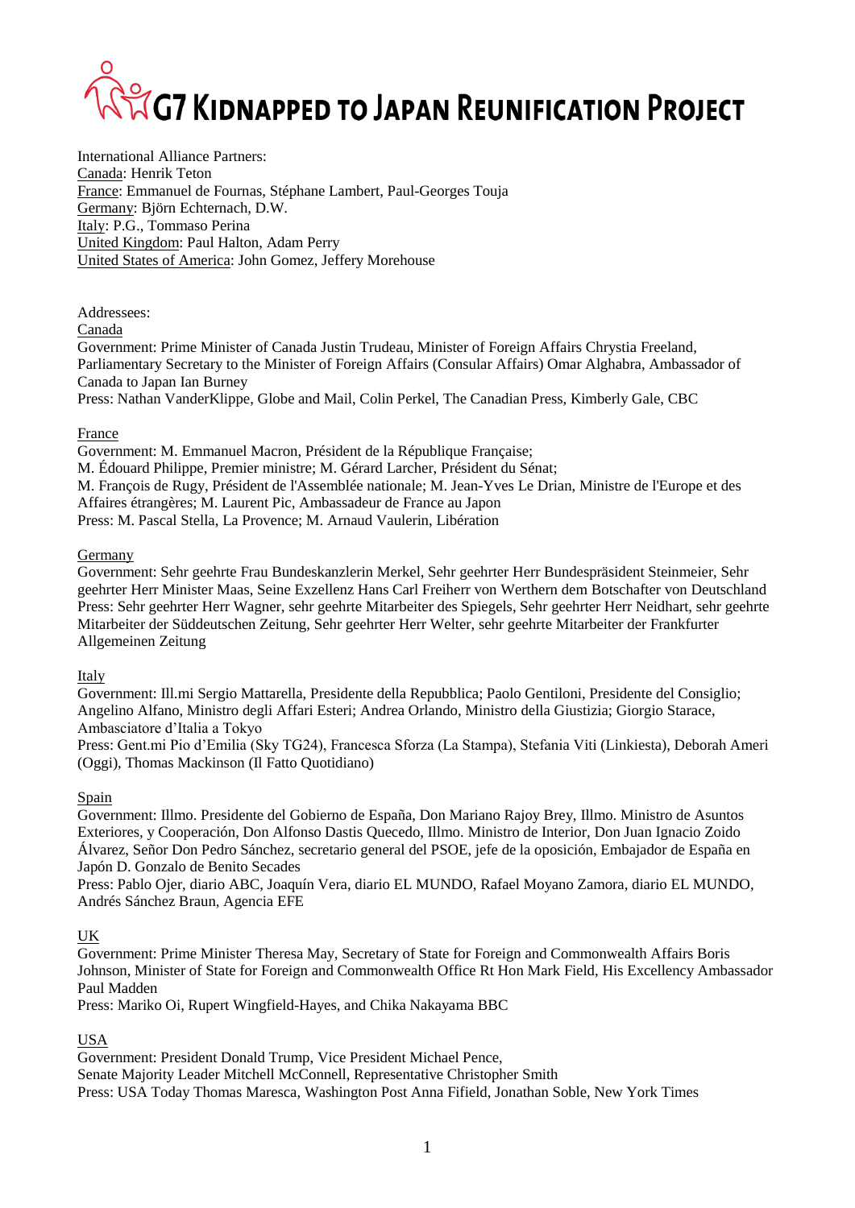# G7 Kidnapped to Japan Reunification Project

International Alliance Partners:
Canada: Henrik Teton
France: Emmanuel de Fournas, Stéphane Lambert, Paul-Georges Touja
Germany: Björn Echternach, D.W.
Italy: P.G., Tommaso Perina
United Kingdom: Paul Halton, Adam Perry
United States of America: John Gomez, Jeffery Morehouse

Addressees:

Canada
Government: Prime Minister of Canada Justin Trudeau, Minister of Foreign Affairs Chrystia Freeland, Parliamentary Secretary to the Minister of Foreign Affairs (Consular Affairs) Omar Alghabra, Ambassador of Canada to Japan Ian Burney
Press: Nathan VanderKlippe, Globe and Mail, Colin Perkel, The Canadian Press, Kimberly Gale, CBC

France
Government: M. Emmanuel Macron, Président de la République Française;
M. Édouard Philippe, Premier ministre; M. Gérard Larcher, Président du Sénat;
M. François de Rugy, Président de l'Assemblée nationale; M. Jean-Yves Le Drian, Ministre de l'Europe et des Affaires étrangères; M. Laurent Pic, Ambassadeur de France au Japon
Press: M. Pascal Stella, La Provence; M. Arnaud Vaulerin, Libération

Germany
Government: Sehr geehrte Frau Bundeskanzlerin Merkel, Sehr geehrter Herr Bundespräsident Steinmeier, Sehr geehrter Herr Minister Maas, Seine Exzellenz Hans Carl Freiherr von Werthern dem Botschafter von Deutschland
Press: Sehr geehrter Herr Wagner, sehr geehrte Mitarbeiter des Spiegels, Sehr geehrter Herr Neidhart, sehr geehrte Mitarbeiter der Süddeutschen Zeitung, Sehr geehrter Herr Welter, sehr geehrte Mitarbeiter der Frankfurter Allgemeinen Zeitung

Italy
Government: Ill.mi Sergio Mattarella, Presidente della Repubblica; Paolo Gentiloni, Presidente del Consiglio; Angelino Alfano, Ministro degli Affari Esteri; Andrea Orlando, Ministro della Giustizia; Giorgio Starace, Ambasciatore d'Italia a Tokyo
Press: Gent.mi Pio d'Emilia (Sky TG24), Francesca Sforza (La Stampa), Stefania Viti (Linkiesta), Deborah Ameri (Oggi), Thomas Mackinson (Il Fatto Quotidiano)

Spain
Government: Illmo. Presidente del Gobierno de España, Don Mariano Rajoy Brey, Illmo. Ministro de Asuntos Exteriores, y Cooperación, Don Alfonso Dastis Quecedo, Illmo. Ministro de Interior, Don Juan Ignacio Zoido Álvarez, Señor Don Pedro Sánchez, secretario general del PSOE, jefe de la oposición, Embajador de España en Japón D. Gonzalo de Benito Secades
Press: Pablo Ojer, diario ABC, Joaquín Vera, diario EL MUNDO, Rafael Moyano Zamora, diario EL MUNDO, Andrés Sánchez Braun, Agencia EFE

UK
Government: Prime Minister Theresa May, Secretary of State for Foreign and Commonwealth Affairs Boris Johnson, Minister of State for Foreign and Commonwealth Office Rt Hon Mark Field, His Excellency Ambassador Paul Madden
Press: Mariko Oi, Rupert Wingfield-Hayes, and Chika Nakayama BBC

USA
Government: President Donald Trump, Vice President Michael Pence,
Senate Majority Leader Mitchell McConnell, Representative Christopher Smith
Press: USA Today Thomas Maresca, Washington Post Anna Fifield, Jonathan Soble, New York Times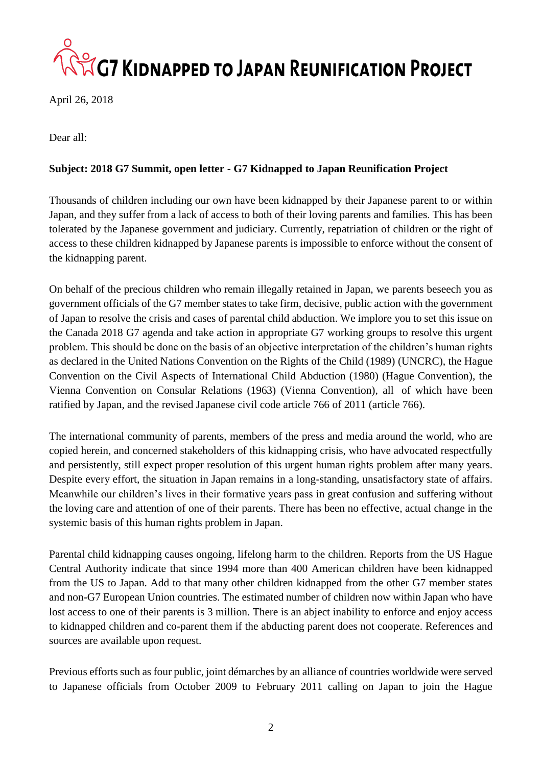# G7 Kidnapped to Japan Reunification Project

April 26, 2018

Dear all:

**Subject: 2018 G7 Summit, open letter - G7 Kidnapped to Japan Reunification Project**

Thousands of children including our own have been kidnapped by their Japanese parent to or within Japan, and they suffer from a lack of access to both of their loving parents and families. This has been tolerated by the Japanese government and judiciary. Currently, repatriation of children or the right of access to these children kidnapped by Japanese parents is impossible to enforce without the consent of the kidnapping parent.

On behalf of the precious children who remain illegally retained in Japan, we parents beseech you as government officials of the G7 member states to take firm, decisive, public action with the government of Japan to resolve the crisis and cases of parental child abduction. We implore you to set this issue on the Canada 2018 G7 agenda and take action in appropriate G7 working groups to resolve this urgent problem. This should be done on the basis of an objective interpretation of the children's human rights as declared in the United Nations Convention on the Rights of the Child (1989) (UNCRC), the Hague Convention on the Civil Aspects of International Child Abduction (1980) (Hague Convention), the Vienna Convention on Consular Relations (1963) (Vienna Convention), all of which have been ratified by Japan, and the revised Japanese civil code article 766 of 2011 (article 766).

The international community of parents, members of the press and media around the world, who are copied herein, and concerned stakeholders of this kidnapping crisis, who have advocated respectfully and persistently, still expect proper resolution of this urgent human rights problem after many years. Despite every effort, the situation in Japan remains in a long-standing, unsatisfactory state of affairs. Meanwhile our children's lives in their formative years pass in great confusion and suffering without the loving care and attention of one of their parents. There has been no effective, actual change in the systemic basis of this human rights problem in Japan.

Parental child kidnapping causes ongoing, lifelong harm to the children. Reports from the US Hague Central Authority indicate that since 1994 more than 400 American children have been kidnapped from the US to Japan. Add to that many other children kidnapped from the other G7 member states and non-G7 European Union countries. The estimated number of children now within Japan who have lost access to one of their parents is 3 million. There is an abject inability to enforce and enjoy access to kidnapped children and co-parent them if the abducting parent does not cooperate. References and sources are available upon request.

Previous efforts such as four public, joint démarches by an alliance of countries worldwide were served to Japanese officials from October 2009 to February 2011 calling on Japan to join the Hague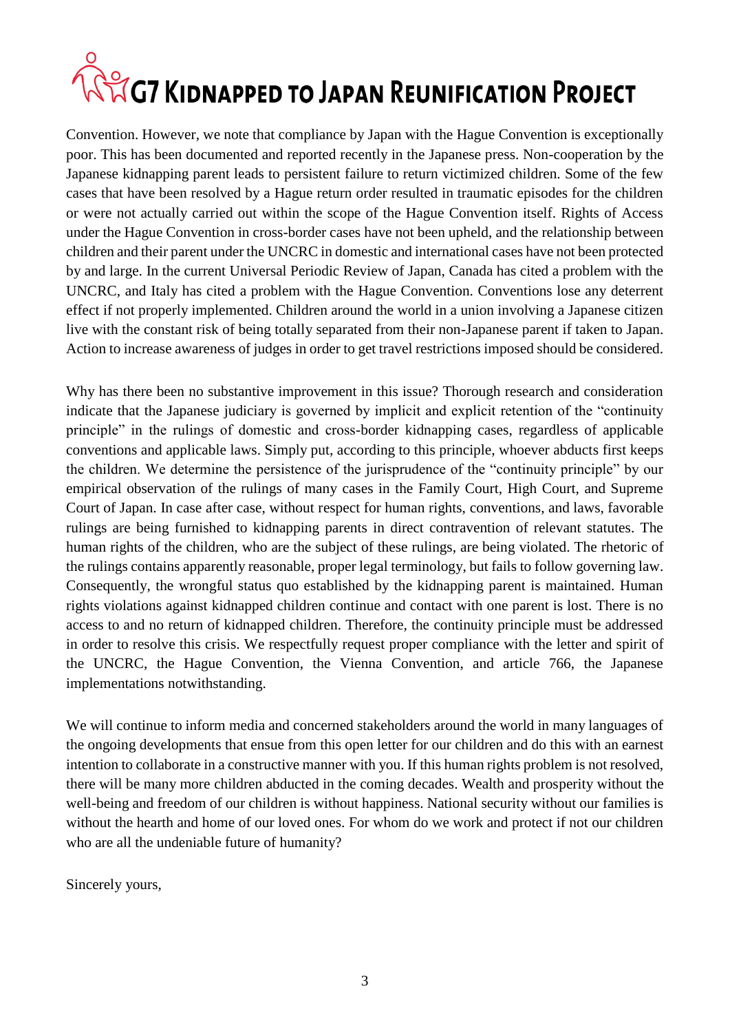Convention. However, we note that compliance by Japan with the Hague Convention is exceptionally poor. This has been documented and reported recently in the Japanese press. Non-cooperation by the Japanese kidnapping parent leads to persistent failure to return victimized children. Some of the few cases that have been resolved by a Hague return order resulted in traumatic episodes for the children or were not actually carried out within the scope of the Hague Convention itself. Rights of Access under the Hague Convention in cross-border cases have not been upheld, and the relationship between children and their parent under the UNCRC in domestic and international cases have not been protected by and large. In the current Universal Periodic Review of Japan, Canada has cited a problem with the UNCRC, and Italy has cited a problem with the Hague Convention. Conventions lose any deterrent effect if not properly implemented. Children around the world in a union involving a Japanese citizen live with the constant risk of being totally separated from their non-Japanese parent if taken to Japan. Action to increase awareness of judges in order to get travel restrictions imposed should be considered.

Why has there been no substantive improvement in this issue? Thorough research and consideration indicate that the Japanese judiciary is governed by implicit and explicit retention of the "continuity principle" in the rulings of domestic and cross-border kidnapping cases, regardless of applicable conventions and applicable laws. Simply put, according to this principle, whoever abducts first keeps the children. We determine the persistence of the jurisprudence of the "continuity principle" by our empirical observation of the rulings of many cases in the Family Court, High Court, and Supreme Court of Japan. In case after case, without respect for human rights, conventions, and laws, favorable rulings are being furnished to kidnapping parents in direct contravention of relevant statutes. The human rights of the children, who are the subject of these rulings, are being violated. The rhetoric of the rulings contains apparently reasonable, proper legal terminology, but fails to follow governing law. Consequently, the wrongful status quo established by the kidnapping parent is maintained. Human rights violations against kidnapped children continue and contact with one parent is lost. There is no access to and no return of kidnapped children. Therefore, the continuity principle must be addressed in order to resolve this crisis. We respectfully request proper compliance with the letter and spirit of the UNCRC, the Hague Convention, the Vienna Convention, and article 766, the Japanese implementations notwithstanding.

We will continue to inform media and concerned stakeholders around the world in many languages of the ongoing developments that ensue from this open letter for our children and do this with an earnest intention to collaborate in a constructive manner with you. If this human rights problem is not resolved, there will be many more children abducted in the coming decades. Wealth and prosperity without the well-being and freedom of our children is without happiness. National security without our families is without the hearth and home of our loved ones. For whom do we work and protect if not our children who are all the undeniable future of humanity?

Sincerely yours,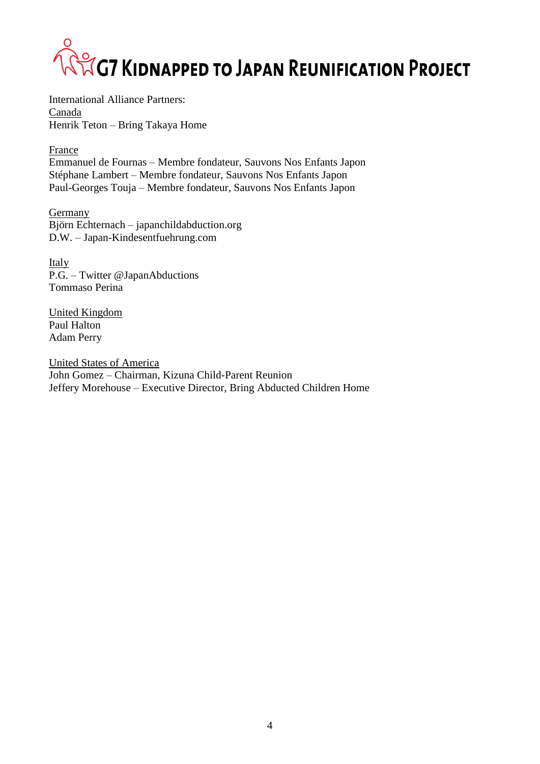# G7 Kidnapped to Japan Reunification Project

International Alliance Partners:

Canada

Henrik Teton – Bring Takaya Home

France

Emmanuel de Fournas – Membre fondateur, Sauvons Nos Enfants Japon
Stéphane Lambert – Membre fondateur, Sauvons Nos Enfants Japon
Paul-Georges Touja – Membre fondateur, Sauvons Nos Enfants Japon

Germany

Björn Echternach – japanchildabduction.org
D.W. – Japan-Kindesentfuehrung.com

Italy

P.G. – Twitter @JapanAbductions
Tommaso Perina

United Kingdom

Paul Halton
Adam Perry

United States of America

John Gomez – Chairman, Kizuna Child-Parent Reunion
Jeffery Morehouse – Executive Director, Bring Abducted Children Home